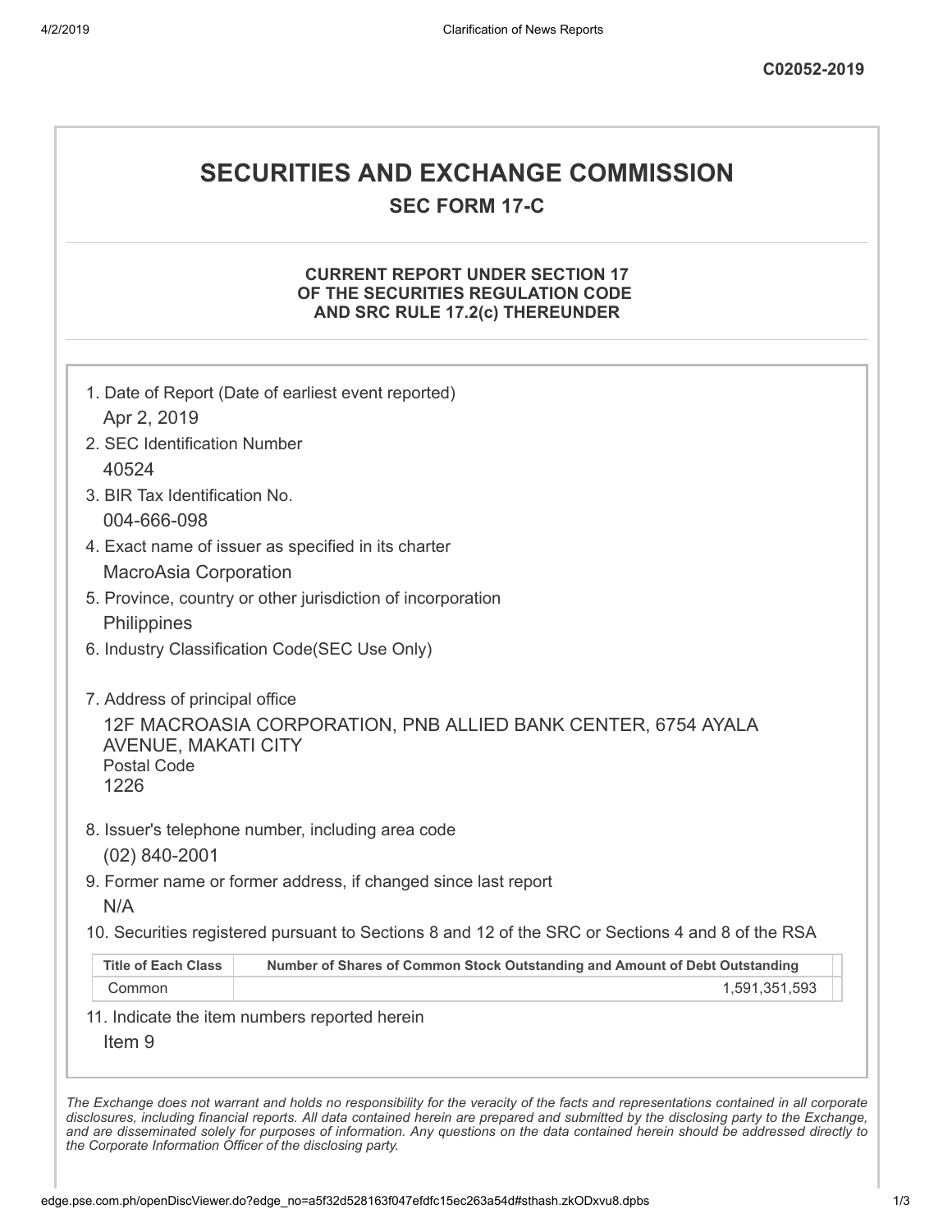C02052-2019

# SECURITIES AND EXCHANGE COMMISSION

## SEC FORM 17-C

### CURRENT REPORT UNDER SECTION 17 OF THE SECURITIES REGULATION CODE AND SRC RULE 17.2(c) THEREUNDER

1. Date of Report (Date of earliest event reported)
   Apr 2, 2019
2. SEC Identification Number
   40524
3. BIR Tax Identification No.
   004-666-098
4. Exact name of issuer as specified in its charter
   MacroAsia Corporation
5. Province, country or other jurisdiction of incorporation
   Philippines
6. Industry Classification Code(SEC Use Only)

7. Address of principal office
   12F MACROASIA CORPORATION, PNB ALLIED BANK CENTER, 6754 AYALA AVENUE, MAKATI CITY
   Postal Code
   1226
8. Issuer's telephone number, including area code
   (02) 840-2001
9. Former name or former address, if changed since last report
   N/A
10. Securities registered pursuant to Sections 8 and 12 of the SRC or Sections 4 and 8 of the RSA

| Title of Each Class | Number of Shares of Common Stock Outstanding and Amount of Debt Outstanding |
|---|---|
| Common | 1,591,351,593 |

11. Indicate the item numbers reported herein
    Item 9

*The Exchange does not warrant and holds no responsibility for the veracity of the facts and representations contained in all corporate disclosures, including financial reports. All data contained herein are prepared and submitted by the disclosing party to the Exchange, and are disseminated solely for purposes of information. Any questions on the data contained herein should be addressed directly to the Corporate Information Officer of the disclosing party.*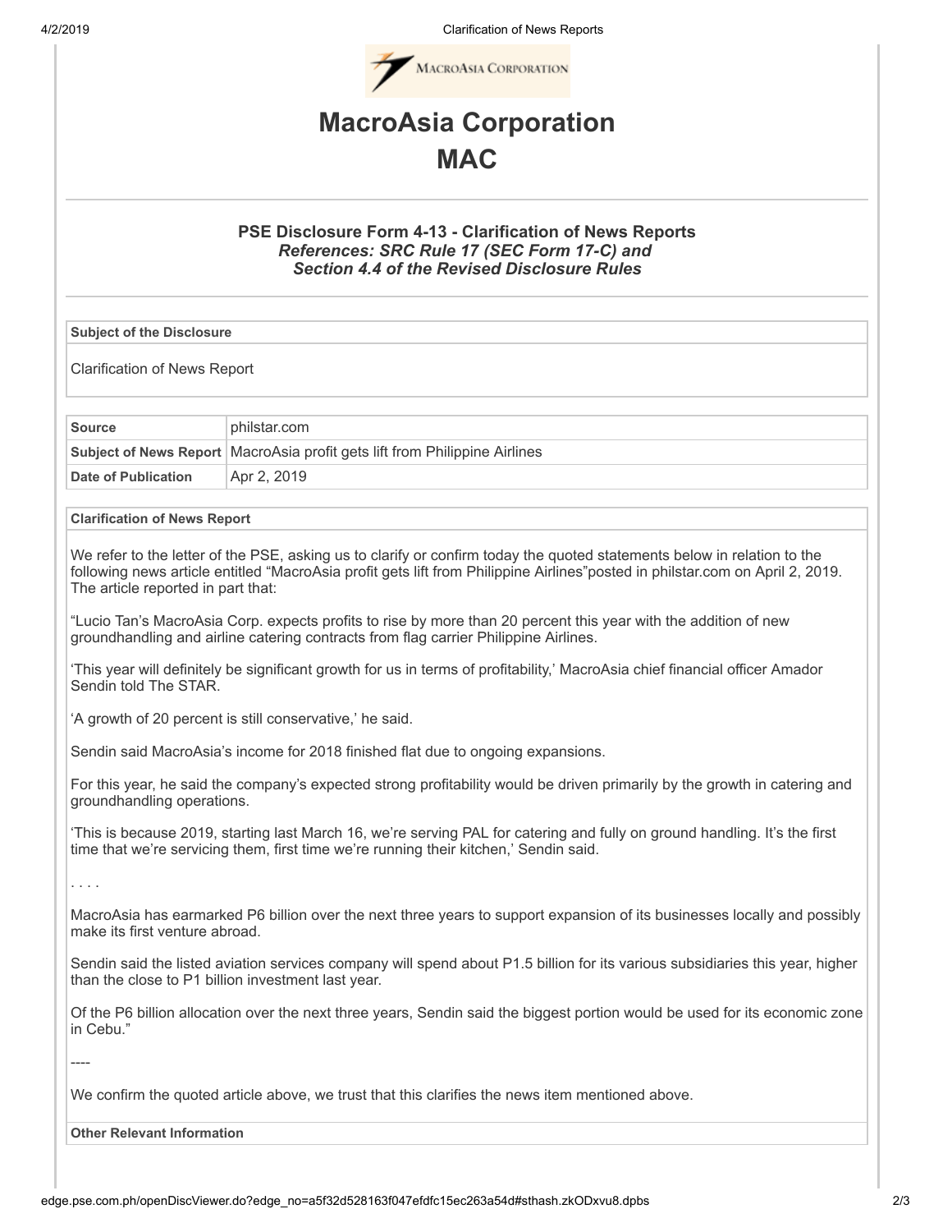# MacroAsia Corporation

# MAC

### PSE Disclosure Form 4-13 - Clarification of News Reports

***References: SRC Rule 17 (SEC Form 17-C) and Section 4.4 of the Revised Disclosure Rules***

**Subject of the Disclosure**

Clarification of News Report

| **Source** | philstar.com |
|---|---|
| **Subject of News Report** | MacroAsia profit gets lift from Philippine Airlines |
| **Date of Publication** | Apr 2, 2019 |

**Clarification of News Report**

We refer to the letter of the PSE, asking us to clarify or confirm today the quoted statements below in relation to the following news article entitled "MacroAsia profit gets lift from Philippine Airlines"posted in philstar.com on April 2, 2019. The article reported in part that:

"Lucio Tan's MacroAsia Corp. expects profits to rise by more than 20 percent this year with the addition of new groundhandling and airline catering contracts from flag carrier Philippine Airlines.

'This year will definitely be significant growth for us in terms of profitability,' MacroAsia chief financial officer Amador Sendin told The STAR.

'A growth of 20 percent is still conservative,' he said.

Sendin said MacroAsia's income for 2018 finished flat due to ongoing expansions.

For this year, he said the company's expected strong profitability would be driven primarily by the growth in catering and groundhandling operations.

'This is because 2019, starting last March 16, we're serving PAL for catering and fully on ground handling. It's the first time that we're servicing them, first time we're running their kitchen,' Sendin said.

. . . .

MacroAsia has earmarked P6 billion over the next three years to support expansion of its businesses locally and possibly make its first venture abroad.

Sendin said the listed aviation services company will spend about P1.5 billion for its various subsidiaries this year, higher than the close to P1 billion investment last year.

Of the P6 billion allocation over the next three years, Sendin said the biggest portion would be used for its economic zone in Cebu."

----

We confirm the quoted article above, we trust that this clarifies the news item mentioned above.

**Other Relevant Information**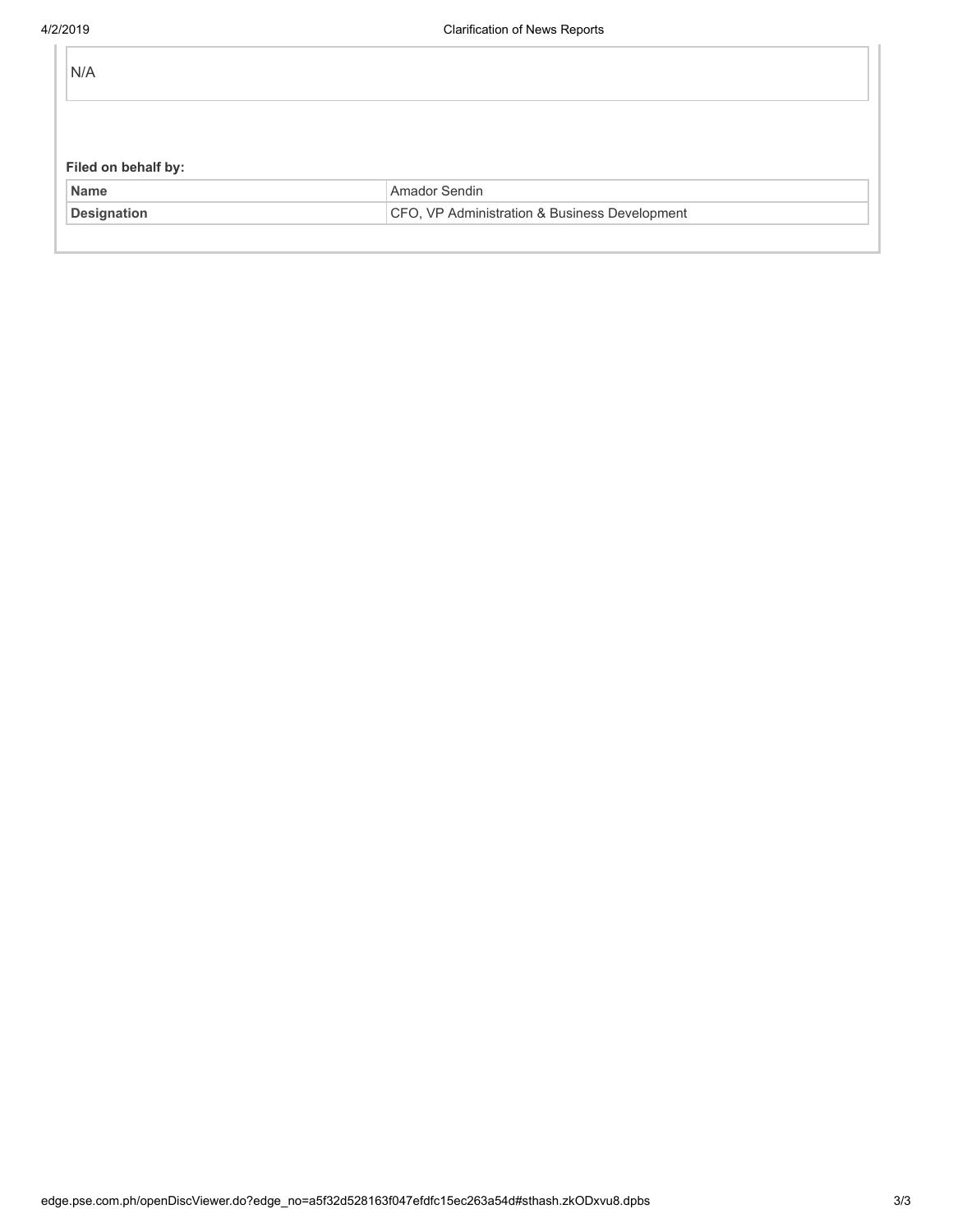N/A

**Filed on behalf by:**

| | |
|---|---|
| **Name** | Amador Sendin |
| **Designation** | CFO, VP Administration & Business Development |